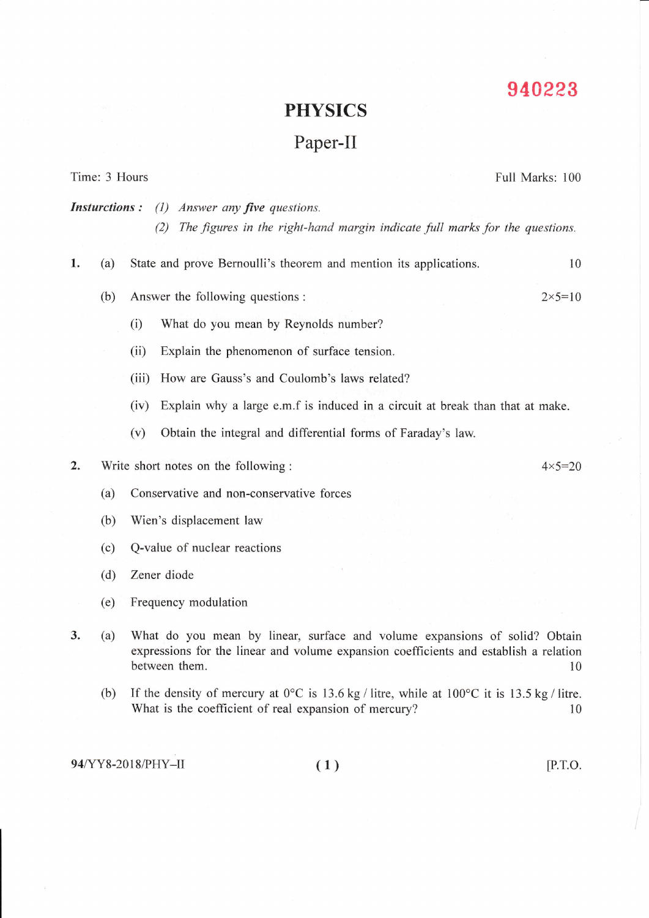940223

# PHYSICS

## Paper-II

Time: 3 Hours Full Marks: 100

***Insturctions :*** *(1) Answer any **five** questions.*

*(2) The figures in the right-hand margin indicate full marks for the questions.*

1. (a) State and prove Bernoulli's theorem and mention its applications. 10

   (b) Answer the following questions : $2 \times 5 = 10$

   (i) What do you mean by Reynolds number?

   (ii) Explain the phenomenon of surface tension.

   (iii) How are Gauss's and Coulomb's laws related?

   (iv) Explain why a large e.m.f is induced in a circuit at break than that at make.

   (v) Obtain the integral and differential forms of Faraday's law.

2. Write short notes on the following : $4 \times 5 = 20$

   (a) Conservative and non-conservative forces

   (b) Wien's displacement law

   (c) Q-value of nuclear reactions

   (d) Zener diode

   (e) Frequency modulation

3. (a) What do you mean by linear, surface and volume expansions of solid? Obtain expressions for the linear and volume expansion coefficients and establish a relation between them. 10

   (b) If the density of mercury at 0°C is 13.6 kg / litre, while at 100°C it is 13.5 kg / litre. What is the coefficient of real expansion of mercury? 10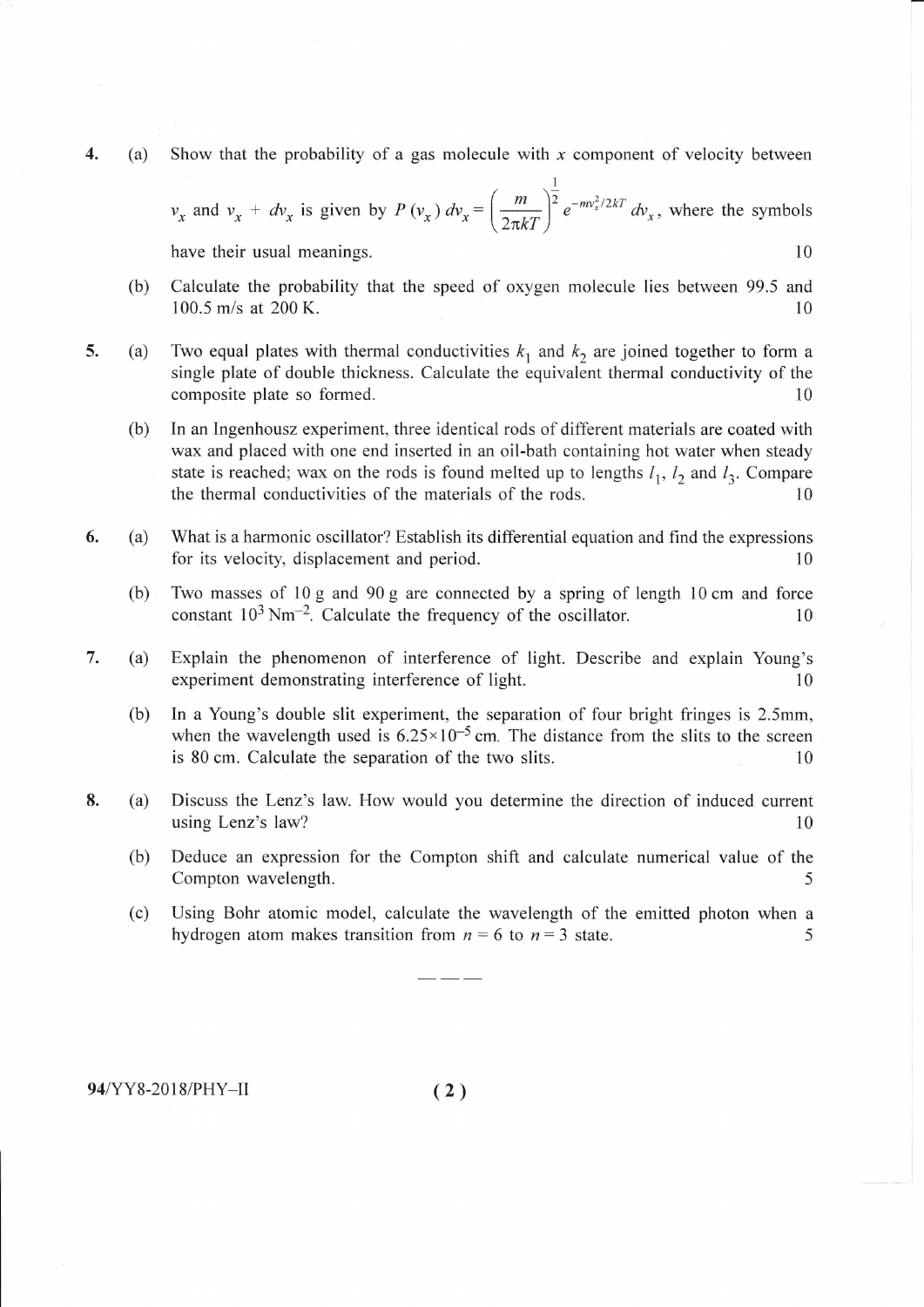4. (a) Show that the probability of a gas molecule with $x$ component of velocity between $v_x$ and $v_x + dv_x$ is given by $P(v_x)\,dv_x = \left(\frac{m}{2\pi kT}\right)^{\frac{1}{2}} e^{-mv_x^2/2kT}\,dv_x$, where the symbols have their usual meanings. 10

   (b) Calculate the probability that the speed of oxygen molecule lies between 99.5 and 100.5 m/s at 200 K. 10

5. (a) Two equal plates with thermal conductivities $k_1$ and $k_2$ are joined together to form a single plate of double thickness. Calculate the equivalent thermal conductivity of the composite plate so formed. 10

   (b) In an Ingenhousz experiment, three identical rods of different materials are coated with wax and placed with one end inserted in an oil-bath containing hot water when steady state is reached; wax on the rods is found melted up to lengths $l_1$, $l_2$ and $l_3$. Compare the thermal conductivities of the materials of the rods. 10

6. (a) What is a harmonic oscillator? Establish its differential equation and find the expressions for its velocity, displacement and period. 10

   (b) Two masses of 10 g and 90 g are connected by a spring of length 10 cm and force constant $10^3\ \text{Nm}^{-2}$. Calculate the frequency of the oscillator. 10

7. (a) Explain the phenomenon of interference of light. Describe and explain Young's experiment demonstrating interference of light. 10

   (b) In a Young's double slit experiment, the separation of four bright fringes is 2.5mm, when the wavelength used is $6.25\times10^{-5}$ cm. The distance from the slits to the screen is 80 cm. Calculate the separation of the two slits. 10

8. (a) Discuss the Lenz's law. How would you determine the direction of induced current using Lenz's law? 10

   (b) Deduce an expression for the Compton shift and calculate numerical value of the Compton wavelength. 5

   (c) Using Bohr atomic model, calculate the wavelength of the emitted photon when a hydrogen atom makes transition from $n = 6$ to $n = 3$ state. 5

———

94/YY8-2018/PHY–II